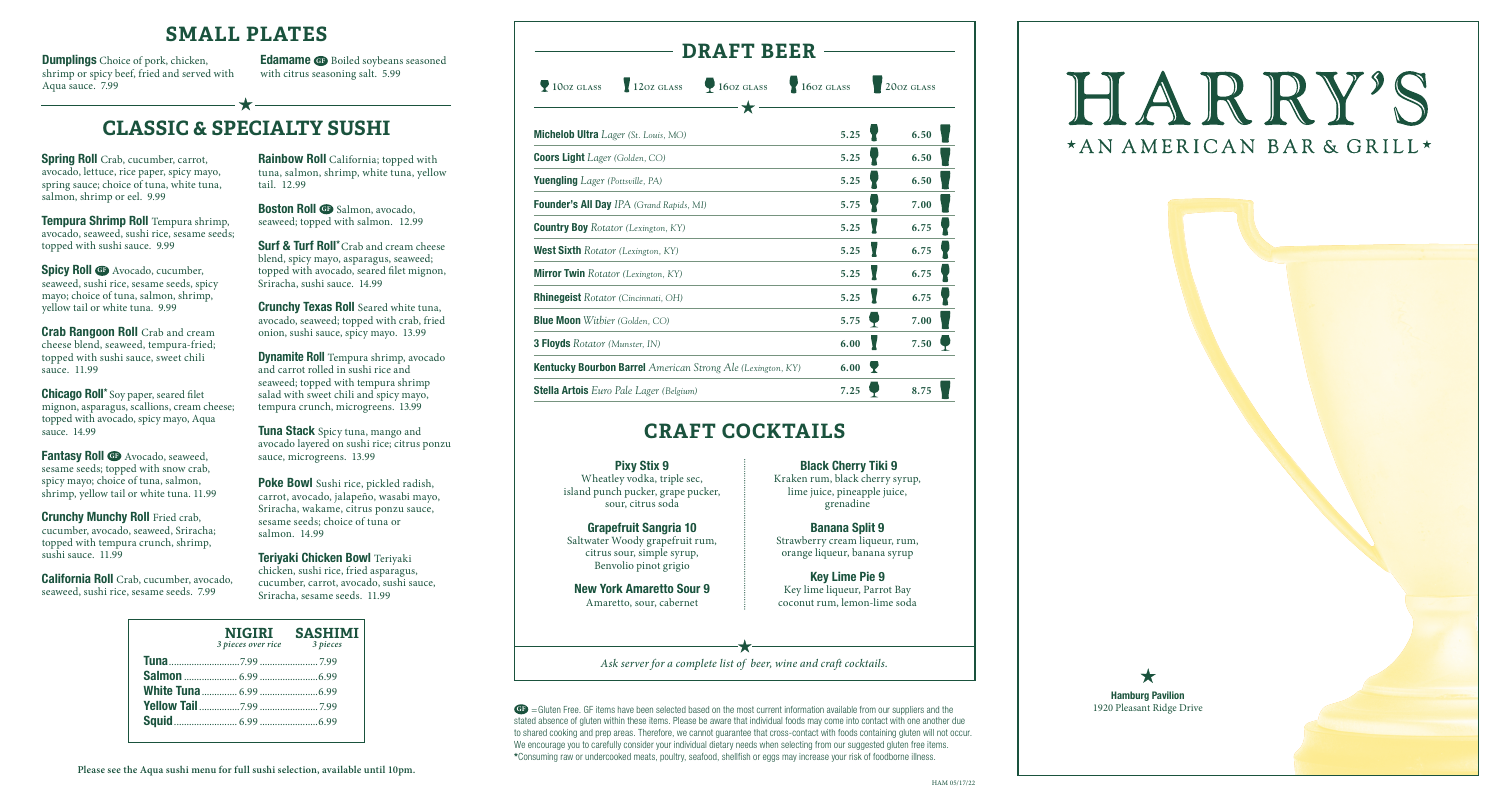## SMALL PLATES

**Dumplings** Choice of pork, chicken, shrimp or spicy beef, fried and served with Aqua sauce. 7.99

**Edamame** GF Boiled soybeans seasoned with citrus seasoning salt. 5.99

## CLASSIC & SPECIALTY SUSHI

**Spring Roll** Crab, cucumber, carrot, avocado, lettuce, rice paper, spicy mayo, spring sauce; choice of tuna, white tuna, salmon, shrimp or eel. 9.99

**Tempura Shrimp Roll** Tempura shrimp, avocado, seaweed, sushi rice, sesame seeds; topped with sushi sauce. 9.99

**Spicy Roll** GF Avocado, cucumber, seaweed, sushi rice, sesame seeds, spicy mayo; choice of tuna, salmon, shrimp, yellow tail or white tuna. 9.99

**Crab Rangoon Roll** Crab and cream cheese blend, seaweed, tempura-fried; topped with sushi sauce, sweet chili sauce. 11.99

**Chicago Roll*** Soy paper, seared filet mignon, asparagus, scallions, cream cheese; topped with avocado, spicy mayo, Aqua sauce. 14.99

**Fantasy Roll** GF Avocado, seaweed, sesame seeds; topped with snow crab, spicy mayo; choice of tuna, salmon, shrimp, yellow tail or white tuna. 11.99

**Crunchy Munchy Roll** Fried crab, cucumber, avocado, seaweed, Sriracha; topped with tempura crunch, shrimp, sushi sauce. 11.99

**California Roll** Crab, cucumber, avocado, seaweed, sushi rice, sesame seeds. 7.99

**Rainbow Roll** California; topped with tuna, salmon, shrimp, white tuna, yellow tail. 12.99

**Boston Roll** GF Salmon, avocado, seaweed; topped with salmon. 12.99

**Surf & Turf Roll*** Crab and cream cheese blend, spicy mayo, asparagus, seaweed; topped with avocado, seared filet mignon, Sriracha, sushi sauce. 14.99

**Crunchy Texas Roll** Seared white tuna, avocado, seaweed; topped with crab, fried onion, sushi sauce, spicy mayo. 13.99

**Dynamite Roll** Tempura shrimp, avocado and carrot rolled in sushi rice and seaweed; topped with tempura shrimp salad with sweet chili and spicy mayo, tempura crunch, microgreens. 13.99

**Tuna Stack** Spicy tuna, mango and avocado layered on sushi rice; citrus ponzu sauce, microgreens. 13.99

**Poke Bowl** Sushi rice, pickled radish, carrot, avocado, jalapeño, wasabi mayo, Sriracha, wakame, citrus ponzu sauce, sesame seeds; choice of tuna or salmon. 14.99

**Teriyaki Chicken Bowl** Teriyaki chicken, sushi rice, fried asparagus, cucumber, carrot, avocado, sushi sauce, Sriracha, sesame seeds. 11.99

| | NIGIRI *3 pieces over rice* | SASHIMI *3 pieces* |
|---|---|---|
| **Tuna** | 7.99 | 7.99 |
| **Salmon** | 6.99 | 6.99 |
| **White Tuna** | 6.99 | 6.99 |
| **Yellow Tail** | 7.99 | 7.99 |
| **Squid** | 6.99 | 6.99 |

**Please see the Aqua sushi menu for full sushi selection, available until 10pm.**

## DRAFT BEER

10oz glass · 12oz glass · 16oz glass · 16oz glass · 20oz glass

| Beer | Small | Large |
|---|---|---|
| **Michelob Ultra** *Lager (St. Louis, MO)* | 5.25 | 6.50 |
| **Coors Light** *Lager (Golden, CO)* | 5.25 | 6.50 |
| **Yuengling** *Lager (Pottsville, PA)* | 5.25 | 6.50 |
| **Founder's All Day** *IPA (Grand Rapids, MI)* | 5.75 | 7.00 |
| **Country Boy** *Rotator (Lexington, KY)* | 5.25 | 6.75 |
| **West Sixth** *Rotator (Lexington, KY)* | 5.25 | 6.75 |
| **Mirror Twin** *Rotator (Lexington, KY)* | 5.25 | 6.75 |
| **Rhinegeist** *Rotator (Cincinnati, OH)* | 5.25 | 6.75 |
| **Blue Moon** *Witbier (Golden, CO)* | 5.75 | 7.00 |
| **3 Floyds** *Rotator (Munster, IN)* | 6.00 | 7.50 |
| **Kentucky Bourbon Barrel** *American Strong Ale (Lexington, KY)* | 6.00 | |
| **Stella Artois** *Euro Pale Lager (Belgium)* | 7.25 | 8.75 |

## CRAFT COCKTAILS

**Pixy Stix 9**
Wheatley vodka, triple sec, island punch pucker, grape pucker, sour, citrus soda

**Grapefruit Sangria 10**
Saltwater Woody grapefruit rum, citrus sour, simple syrup, Benvolio pinot grigio

**New York Amaretto Sour 9**
Amaretto, sour, cabernet

**Black Cherry Tiki 9**
Kraken rum, black cherry syrup, lime juice, pineapple juice, grenadine

**Banana Split 9**
Strawberry cream liqueur, rum, orange liqueur, banana syrup

**Key Lime Pie 9**
Key lime liqueur, Parrot Bay coconut rum, lemon-lime soda

*Ask server for a complete list of beer, wine and craft cocktails.*

GF = Gluten Free. GF items have been selected based on the most current information available from our suppliers and the stated absence of gluten within these items. Please be aware that individual foods may come into contact with one another due to shared cooking and prep areas. Therefore, we cannot guarantee that cross-contact with foods containing gluten will not occur. We encourage you to carefully consider your individual dietary needs when selecting from our suggested gluten free items.
*Consuming raw or undercooked meats, poultry, seafood, shellfish or eggs may increase your risk of foodborne illness.

HAM 05/17/22

# HARRY'S
★AN AMERICAN BAR & GRILL★

★
**Hamburg Pavilion**
1920 Pleasant Ridge Drive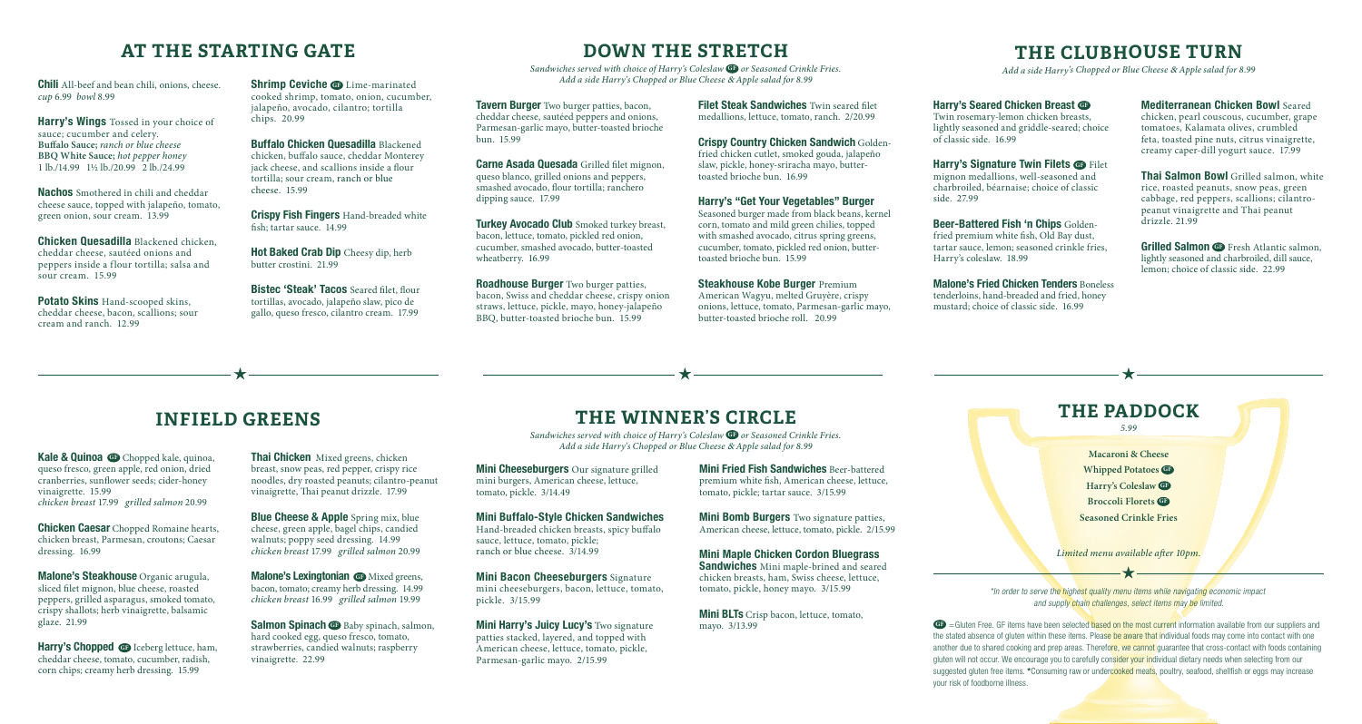# AT THE STARTING GATE

**Chili** All-beef and bean chili, onions, cheese. *cup* 6.99 *bowl* 8.99

**Harry's Wings** Tossed in your choice of sauce; cucumber and celery.
**Buffalo Sauce;** *ranch or blue cheese*
**BBQ White Sauce;** *hot pepper honey*
1 lb./14.99 1½ lb./20.99 2 lb./24.99

**Nachos** Smothered in chili and cheddar cheese sauce, topped with jalapeño, tomato, green onion, sour cream. 13.99

**Chicken Quesadilla** Blackened chicken, cheddar cheese, sautéed onions and peppers inside a flour tortilla; salsa and sour cream. 15.99

**Potato Skins** Hand-scooped skins, cheddar cheese, bacon, scallions; sour cream and ranch. 12.99

**Shrimp Ceviche** GF Lime-marinated cooked shrimp, tomato, onion, cucumber, jalapeño, avocado, cilantro; tortilla chips. 20.99

**Buffalo Chicken Quesadilla** Blackened chicken, buffalo sauce, cheddar Monterey jack cheese, and scallions inside a flour tortilla; sour cream, ranch or blue cheese. 15.99

**Crispy Fish Fingers** Hand-breaded white fish; tartar sauce. 14.99

**Hot Baked Crab Dip** Cheesy dip, herb butter crostini. 21.99

**Bistec 'Steak' Tacos** Seared filet, flour tortillas, avocado, jalapeño slaw, pico de gallo, queso fresco, cilantro cream. 17.99

# DOWN THE STRETCH

*Sandwiches served with choice of Harry's Coleslaw GF or Seasoned Crinkle Fries. Add a side Harry's Chopped or Blue Cheese & Apple salad for 8.99*

**Tavern Burger** Two burger patties, bacon, cheddar cheese, sautéed peppers and onions, Parmesan-garlic mayo, butter-toasted brioche bun. 15.99

**Carne Asada Quesada** Grilled filet mignon, queso blanco, grilled onions and peppers, smashed avocado, flour tortilla; ranchero dipping sauce. 17.99

**Turkey Avocado Club** Smoked turkey breast, bacon, lettuce, tomato, pickled red onion, cucumber, smashed avocado, butter-toasted wheatberry. 16.99

**Roadhouse Burger** Two burger patties, bacon, Swiss and cheddar cheese, crispy onion straws, lettuce, pickle, mayo, honey-jalapeño BBQ, butter-toasted brioche bun. 15.99

**Filet Steak Sandwiches** Twin seared filet medallions, lettuce, tomato, ranch. 2/20.99

**Crispy Country Chicken Sandwich** Golden-fried chicken cutlet, smoked gouda, jalapeño slaw, pickle, honey-sriracha mayo, butter-toasted brioche bun. 16.99

**Harry's "Get Your Vegetables" Burger** Seasoned burger made from black beans, kernel corn, tomato and mild green chilies, topped with smashed avocado, citrus spring greens, cucumber, tomato, pickled red onion, butter-toasted brioche bun. 15.99

**Steakhouse Kobe Burger** Premium American Wagyu, melted Gruyère, crispy onions, lettuce, tomato, Parmesan-garlic mayo, butter-toasted brioche roll. 20.99

# THE CLUBHOUSE TURN

*Add a side Harry's Chopped or Blue Cheese & Apple salad for 8.99*

**Harry's Seared Chicken Breast** GF Twin rosemary-lemon chicken breasts, lightly seasoned and griddle-seared; choice of classic side. 16.99

**Harry's Signature Twin Filets** GF Filet mignon medallions, well-seasoned and charbroiled, béarnaise; choice of classic side. 27.99

**Beer-Battered Fish 'n Chips** Golden-fried premium white fish, Old Bay dust, tartar sauce, lemon; seasoned crinkle fries, Harry's coleslaw. 18.99

**Malone's Fried Chicken Tenders** Boneless tenderloins, hand-breaded and fried, honey mustard; choice of classic side. 16.99

**Mediterranean Chicken Bowl** Seared chicken, pearl couscous, cucumber, grape tomatoes, Kalamata olives, crumbled feta, toasted pine nuts, citrus vinaigrette, creamy caper-dill yogurt sauce. 17.99

**Thai Salmon Bowl** Grilled salmon, white rice, roasted peanuts, snow peas, green cabbage, red peppers, scallions; cilantro-peanut vinaigrette and Thai peanut drizzle. 21.99

**Grilled Salmon** GF Fresh Atlantic salmon, lightly seasoned and charbroiled, dill sauce, lemon; choice of classic side. 22.99

# INFIELD GREENS

**Kale & Quinoa** GF Chopped kale, quinoa, queso fresco, green apple, red onion, dried cranberries, sunflower seeds; cider-honey vinaigrette. 15.99
*chicken breast* 17.99 *grilled salmon* 20.99

**Chicken Caesar** Chopped Romaine hearts, chicken breast, Parmesan, croutons; Caesar dressing. 16.99

**Malone's Steakhouse** Organic arugula, sliced filet mignon, blue cheese, roasted peppers, grilled asparagus, smoked tomato, crispy shallots; herb vinaigrette, balsamic glaze. 21.99

**Harry's Chopped** GF Iceberg lettuce, ham, cheddar cheese, tomato, cucumber, radish, corn chips; creamy herb dressing. 15.99

**Thai Chicken** Mixed greens, chicken breast, snow peas, red pepper, crispy rice noodles, dry roasted peanuts; cilantro-peanut vinaigrette, Thai peanut drizzle. 17.99

**Blue Cheese & Apple** Spring mix, blue cheese, green apple, bagel chips, candied walnuts; poppy seed dressing. 14.99
*chicken breast* 17.99 *grilled salmon* 20.99

**Malone's Lexingtonian** GF Mixed greens, bacon, tomato; creamy herb dressing. 14.99
*chicken breast* 16.99 *grilled salmon* 19.99

**Salmon Spinach** GF Baby spinach, salmon, hard cooked egg, queso fresco, tomato, strawberries, candied walnuts; raspberry vinaigrette. 22.99

# THE WINNER'S CIRCLE

*Sandwiches served with choice of Harry's Coleslaw GF or Seasoned Crinkle Fries. Add a side Harry's Chopped or Blue Cheese & Apple salad for 8.99*

**Mini Cheeseburgers** Our signature grilled mini burgers, American cheese, lettuce, tomato, pickle. 3/14.49

**Mini Buffalo-Style Chicken Sandwiches** Hand-breaded chicken breasts, spicy buffalo sauce, lettuce, tomato, pickle; ranch or blue cheese. 3/14.99

**Mini Bacon Cheeseburgers** Signature mini cheeseburgers, bacon, lettuce, tomato, pickle. 3/15.99

**Mini Harry's Juicy Lucy's** Two signature patties stacked, layered, and topped with American cheese, lettuce, tomato, pickle, Parmesan-garlic mayo. 2/15.99

**Mini Fried Fish Sandwiches** Beer-battered premium white fish, American cheese, lettuce, tomato, pickle; tartar sauce. 3/15.99

**Mini Bomb Burgers** Two signature patties, American cheese, lettuce, tomato, pickle. 2/15.99

**Mini Maple Chicken Cordon Bluegrass Sandwiches** Mini maple-brined and seared chicken breasts, ham, Swiss cheese, lettuce, tomato, pickle, honey mayo. 3/15.99

**Mini BLTs** Crisp bacon, lettuce, tomato, mayo. 3/13.99

# THE PADDOCK

*5.99*

**Macaroni & Cheese**
**Whipped Potatoes** GF
**Harry's Coleslaw** GF
**Broccoli Florets** GF
**Seasoned Crinkle Fries**

*Limited menu available after 10pm.*

*\*In order to serve the highest quality menu items while navigating economic impact and supply chain challenges, select items may be limited.*

GF = Gluten Free. GF items have been selected based on the most current information available from our suppliers and the stated absence of gluten within these items. Please be aware that individual foods may come into contact with one another due to shared cooking and prep areas. Therefore, we cannot guarantee that cross-contact with foods containing gluten will not occur. We encourage you to carefully consider your individual dietary needs when selecting from our suggested gluten free items. \*Consuming raw or undercooked meats, poultry, seafood, shellfish or eggs may increase your risk of foodborne illness.